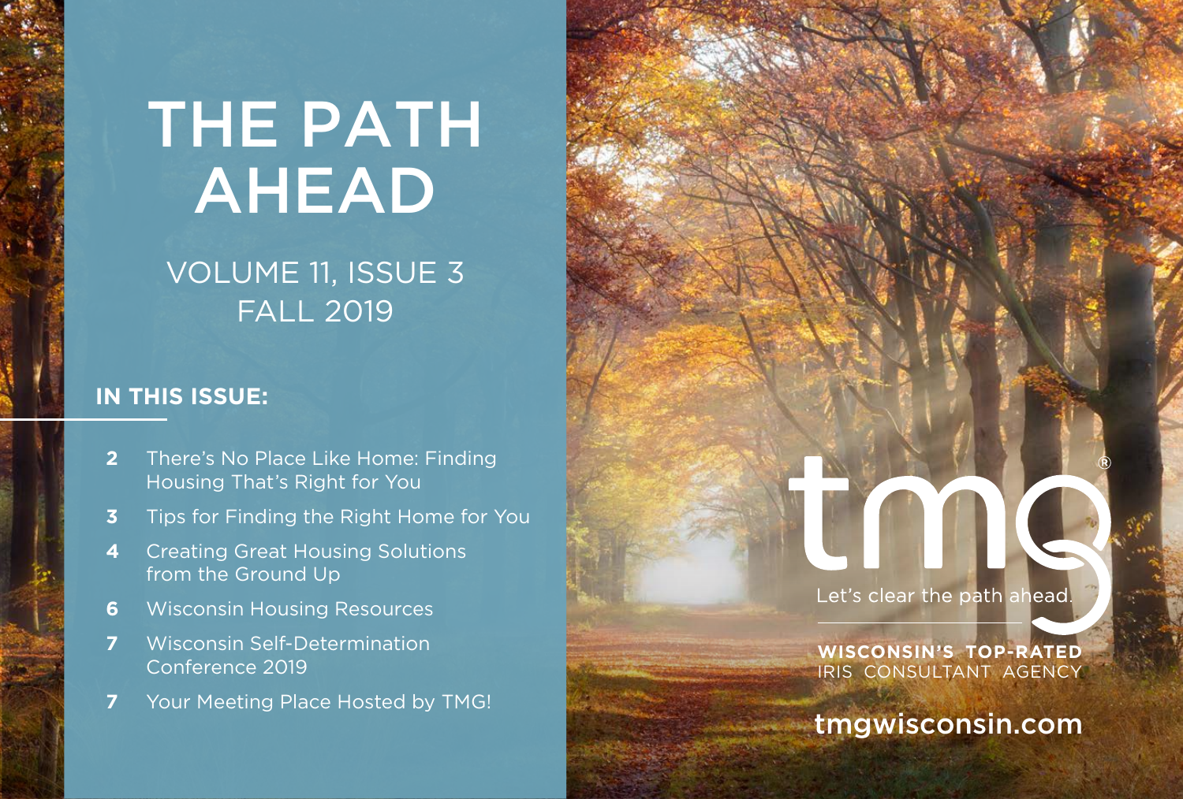# THE PATH AHEAD

VOLUME 11, ISSUE 3
FALL 2019

## IN THIS ISSUE:

- **2** There's No Place Like Home: Finding Housing That's Right for You
- **3** Tips for Finding the Right Home for You
- **4** Creating Great Housing Solutions from the Ground Up
- **6** Wisconsin Housing Resources
- **7** Wisconsin Self-Determination Conference 2019
- **7** Your Meeting Place Hosted by TMG!

tmg®

Let's clear the path ahead.

**WISCONSIN'S TOP-RATED**
IRIS CONSULTANT AGENCY

**tmgwisconsin.com**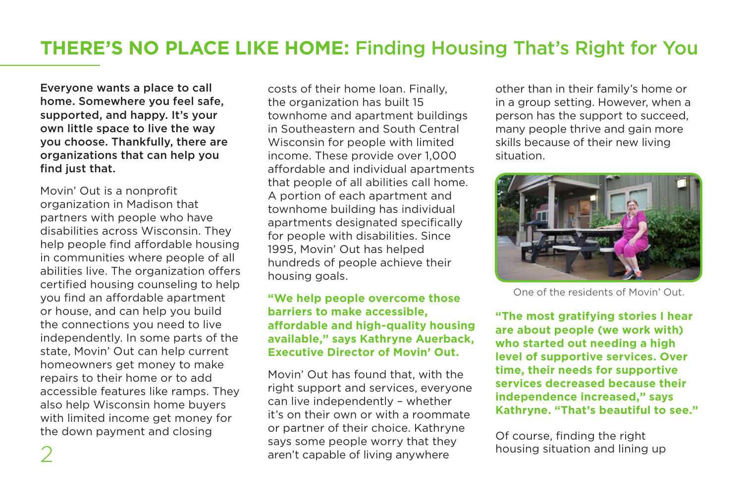# THERE'S NO PLACE LIKE HOME: Finding Housing That's Right for You

**Everyone wants a place to call home. Somewhere you feel safe, supported, and happy. It's your own little space to live the way you choose. Thankfully, there are organizations that can help you find just that.**

Movin' Out is a nonprofit organization in Madison that partners with people who have disabilities across Wisconsin. They help people find affordable housing in communities where people of all abilities live. The organization offers certified housing counseling to help you find an affordable apartment or house, and can help you build the connections you need to live independently. In some parts of the state, Movin' Out can help current homeowners get money to make repairs to their home or to add accessible features like ramps. They also help Wisconsin home buyers with limited income get money for the down payment and closing costs of their home loan. Finally, the organization has built 15 townhome and apartment buildings in Southeastern and South Central Wisconsin for people with limited income. These provide over 1,000 affordable and individual apartments that people of all abilities call home. A portion of each apartment and townhome building has individual apartments designated specifically for people with disabilities. Since 1995, Movin' Out has helped hundreds of people achieve their housing goals.

**"We help people overcome those barriers to make accessible, affordable and high-quality housing available," says Kathryne Auerback, Executive Director of Movin' Out.**

Movin' Out has found that, with the right support and services, everyone can live independently – whether it's on their own or with a roommate or partner of their choice. Kathryne says some people worry that they aren't capable of living anywhere other than in their family's home or in a group setting. However, when a person has the support to succeed, many people thrive and gain more skills because of their new living situation.

One of the residents of Movin' Out.

**"The most gratifying stories I hear are about people (we work with) who started out needing a high level of supportive services. Over time, their needs for supportive services decreased because their independence increased," says Kathryne. "That's beautiful to see."**

Of course, finding the right housing situation and lining up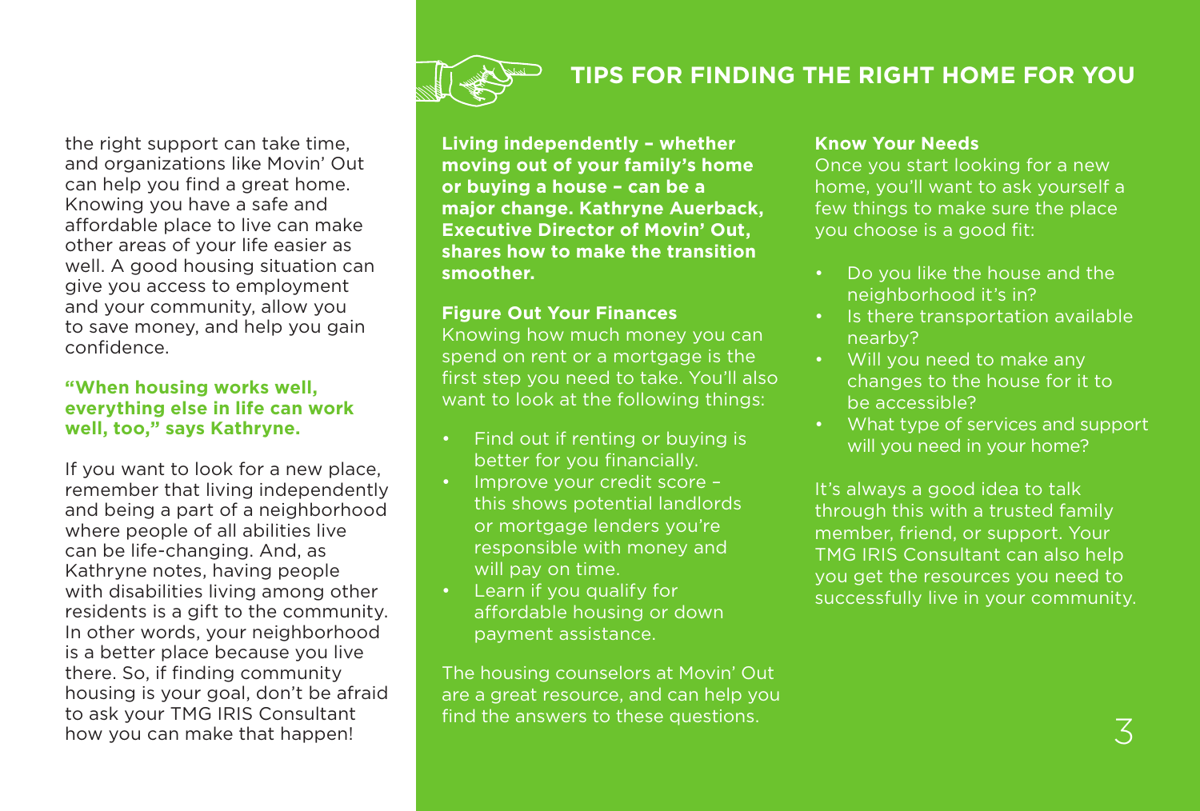the right support can take time, and organizations like Movin' Out can help you find a great home. Knowing you have a safe and affordable place to live can make other areas of your life easier as well. A good housing situation can give you access to employment and your community, allow you to save money, and help you gain confidence.

**"When housing works well, everything else in life can work well, too," says Kathryne.**

If you want to look for a new place, remember that living independently and being a part of a neighborhood where people of all abilities live can be life-changing. And, as Kathryne notes, having people with disabilities living among other residents is a gift to the community. In other words, your neighborhood is a better place because you live there. So, if finding community housing is your goal, don't be afraid to ask your TMG IRIS Consultant how you can make that happen!

## TIPS FOR FINDING THE RIGHT HOME FOR YOU

**Living independently – whether moving out of your family's home or buying a house – can be a major change. Kathryne Auerback, Executive Director of Movin' Out, shares how to make the transition smoother.**

### Figure Out Your Finances

Knowing how much money you can spend on rent or a mortgage is the first step you need to take. You'll also want to look at the following things:

- Find out if renting or buying is better for you financially.
- Improve your credit score – this shows potential landlords or mortgage lenders you're responsible with money and will pay on time.
- Learn if you qualify for affordable housing or down payment assistance.

The housing counselors at Movin' Out are a great resource, and can help you find the answers to these questions.

### Know Your Needs

Once you start looking for a new home, you'll want to ask yourself a few things to make sure the place you choose is a good fit:

- Do you like the house and the neighborhood it's in?
- Is there transportation available nearby?
- Will you need to make any changes to the house for it to be accessible?
- What type of services and support will you need in your home?

It's always a good idea to talk through this with a trusted family member, friend, or support. Your TMG IRIS Consultant can also help you get the resources you need to successfully live in your community.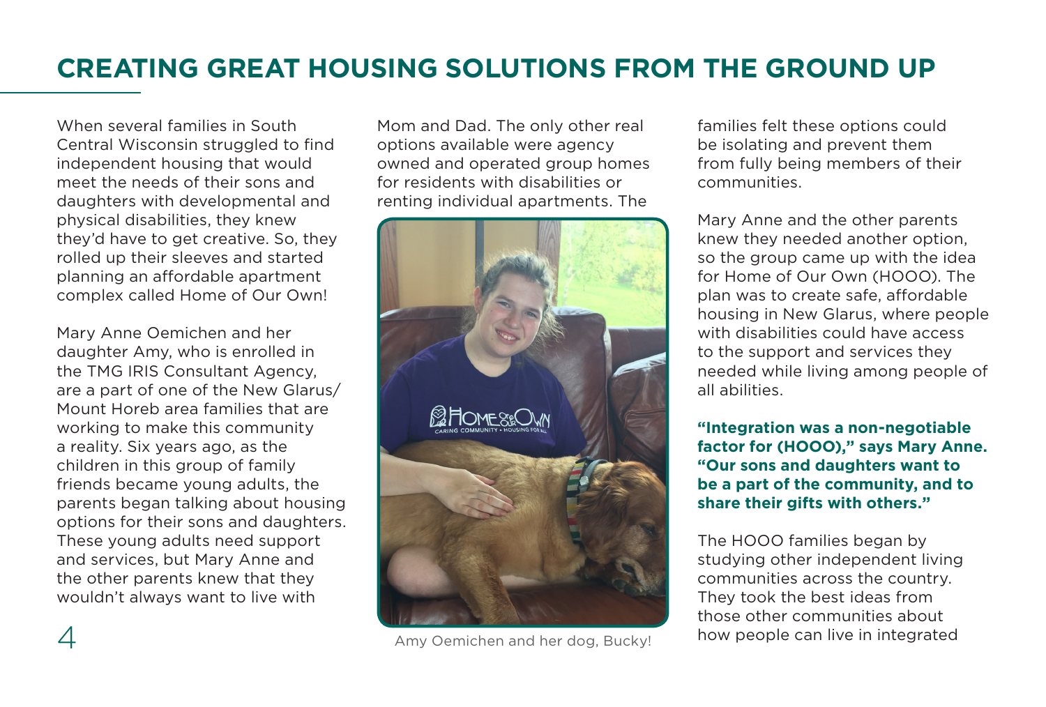# CREATING GREAT HOUSING SOLUTIONS FROM THE GROUND UP

When several families in South Central Wisconsin struggled to find independent housing that would meet the needs of their sons and daughters with developmental and physical disabilities, they knew they'd have to get creative. So, they rolled up their sleeves and started planning an affordable apartment complex called Home of Our Own!

Mary Anne Oemichen and her daughter Amy, who is enrolled in the TMG IRIS Consultant Agency, are a part of one of the New Glarus/ Mount Horeb area families that are working to make this community a reality. Six years ago, as the children in this group of family friends became young adults, the parents began talking about housing options for their sons and daughters. These young adults need support and services, but Mary Anne and the other parents knew that they wouldn't always want to live with Mom and Dad. The only other real options available were agency owned and operated group homes for residents with disabilities or renting individual apartments. The families felt these options could be isolating and prevent them from fully being members of their communities.

Amy Oemichen and her dog, Bucky!

Mary Anne and the other parents knew they needed another option, so the group came up with the idea for Home of Our Own (HOOO). The plan was to create safe, affordable housing in New Glarus, where people with disabilities could have access to the support and services they needed while living among people of all abilities.

**"Integration was a non-negotiable factor for (HOOO)," says Mary Anne. "Our sons and daughters want to be a part of the community, and to share their gifts with others."**

The HOOO families began by studying other independent living communities across the country. They took the best ideas from those other communities about how people can live in integrated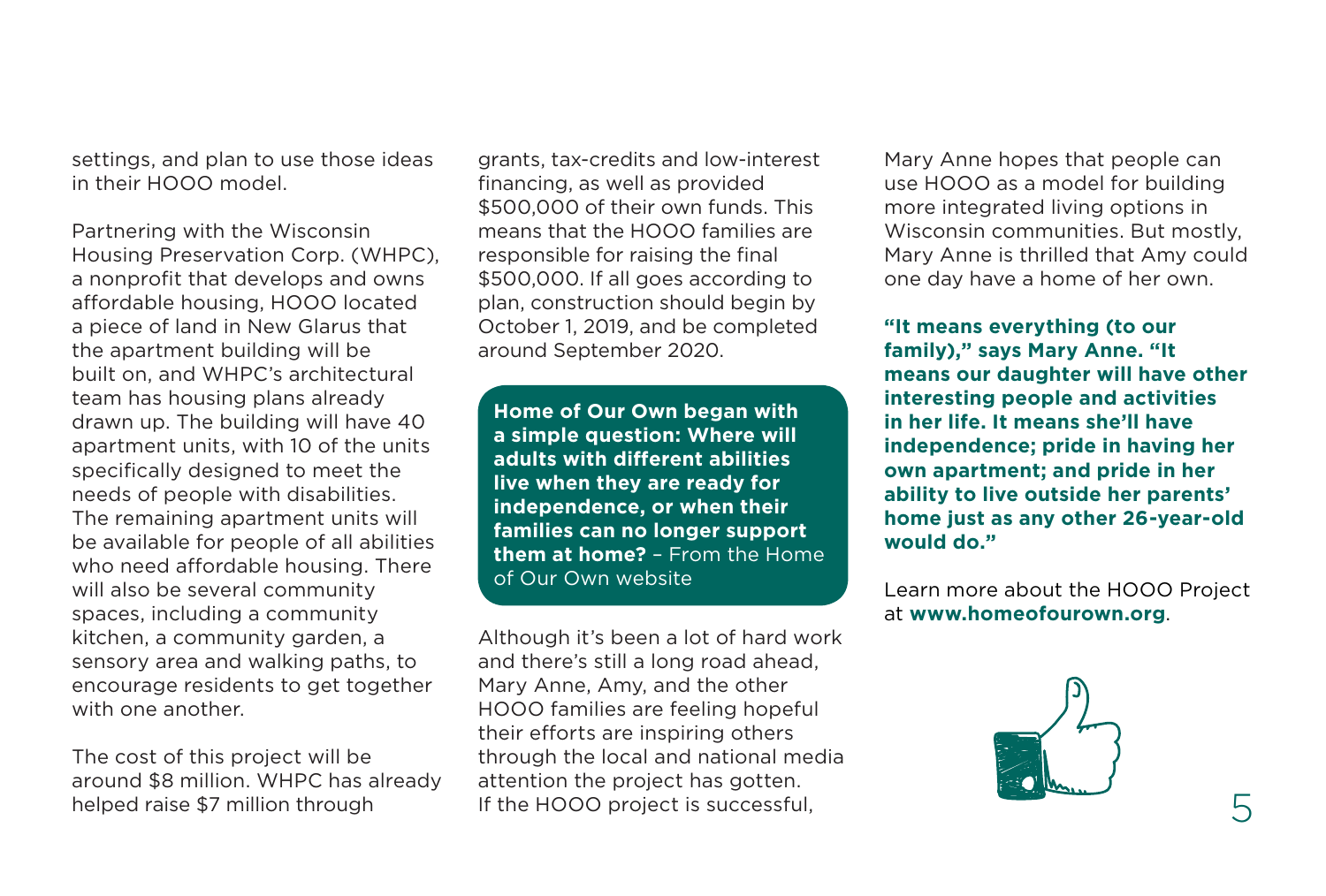settings, and plan to use those ideas in their HOOO model.

Partnering with the Wisconsin Housing Preservation Corp. (WHPC), a nonprofit that develops and owns affordable housing, HOOO located a piece of land in New Glarus that the apartment building will be built on, and WHPC's architectural team has housing plans already drawn up. The building will have 40 apartment units, with 10 of the units specifically designed to meet the needs of people with disabilities. The remaining apartment units will be available for people of all abilities who need affordable housing. There will also be several community spaces, including a community kitchen, a community garden, a sensory area and walking paths, to encourage residents to get together with one another.

The cost of this project will be around $8 million. WHPC has already helped raise $7 million through grants, tax-credits and low-interest financing, as well as provided $500,000 of their own funds. This means that the HOOO families are responsible for raising the final $500,000. If all goes according to plan, construction should begin by October 1, 2019, and be completed around September 2020.

**Home of Our Own began with a simple question: Where will adults with different abilities live when they are ready for independence, or when their families can no longer support them at home?** – From the Home of Our Own website

Although it's been a lot of hard work and there's still a long road ahead, Mary Anne, Amy, and the other HOOO families are feeling hopeful their efforts are inspiring others through the local and national media attention the project has gotten. If the HOOO project is successful, Mary Anne hopes that people can use HOOO as a model for building more integrated living options in Wisconsin communities. But mostly, Mary Anne is thrilled that Amy could one day have a home of her own.

**"It means everything (to our family)," says Mary Anne. "It means our daughter will have other interesting people and activities in her life. It means she'll have independence; pride in having her own apartment; and pride in her ability to live outside her parents' home just as any other 26-year-old would do."**

Learn more about the HOOO Project at **www.homeofourown.org**.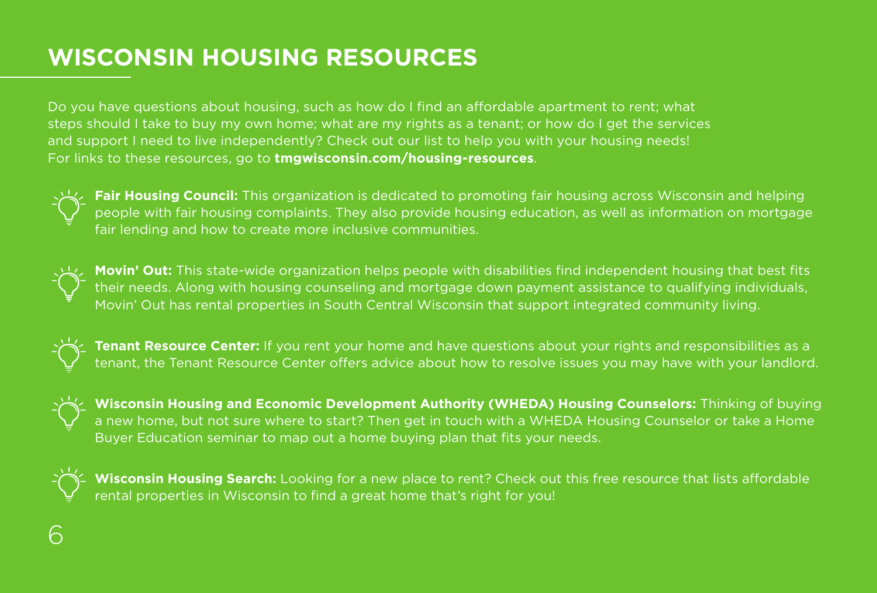# WISCONSIN HOUSING RESOURCES

Do you have questions about housing, such as how do I find an affordable apartment to rent; what steps should I take to buy my own home; what are my rights as a tenant; or how do I get the services and support I need to live independently? Check out our list to help you with your housing needs! For links to these resources, go to **tmgwisconsin.com/housing-resources**.

- **Fair Housing Council:** This organization is dedicated to promoting fair housing across Wisconsin and helping people with fair housing complaints. They also provide housing education, as well as information on mortgage fair lending and how to create more inclusive communities.

- **Movin' Out:** This state-wide organization helps people with disabilities find independent housing that best fits their needs. Along with housing counseling and mortgage down payment assistance to qualifying individuals, Movin' Out has rental properties in South Central Wisconsin that support integrated community living.

- **Tenant Resource Center:** If you rent your home and have questions about your rights and responsibilities as a tenant, the Tenant Resource Center offers advice about how to resolve issues you may have with your landlord.

- **Wisconsin Housing and Economic Development Authority (WHEDA) Housing Counselors:** Thinking of buying a new home, but not sure where to start? Then get in touch with a WHEDA Housing Counselor or take a Home Buyer Education seminar to map out a home buying plan that fits your needs.

- **Wisconsin Housing Search:** Looking for a new place to rent? Check out this free resource that lists affordable rental properties in Wisconsin to find a great home that's right for you!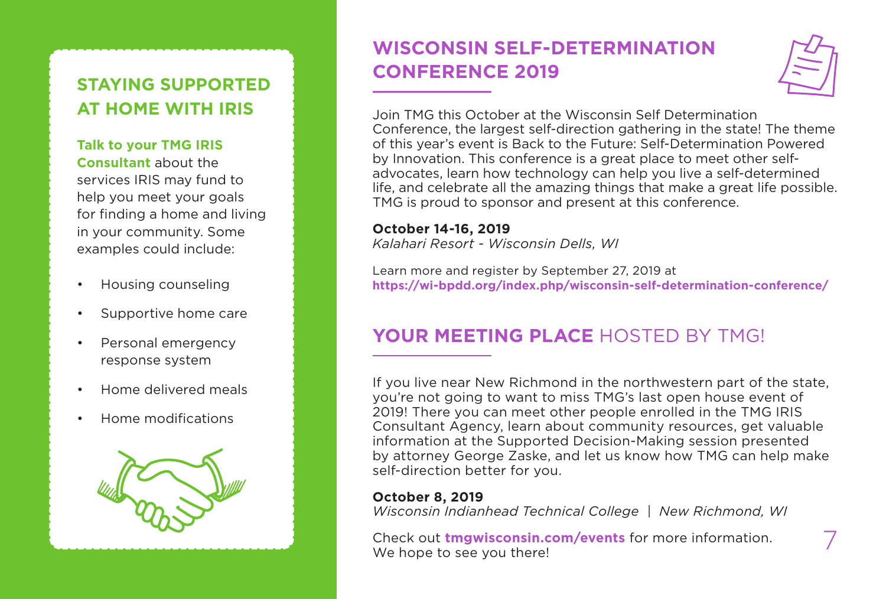## STAYING SUPPORTED AT HOME WITH IRIS

**Talk to your TMG IRIS Consultant** about the services IRIS may fund to help you meet your goals for finding a home and living in your community. Some examples could include:

- Housing counseling
- Supportive home care
- Personal emergency response system
- Home delivered meals
- Home modifications

## WISCONSIN SELF-DETERMINATION CONFERENCE 2019

Join TMG this October at the Wisconsin Self Determination Conference, the largest self-direction gathering in the state! The theme of this year's event is Back to the Future: Self-Determination Powered by Innovation. This conference is a great place to meet other self-advocates, learn how technology can help you live a self-determined life, and celebrate all the amazing things that make a great life possible. TMG is proud to sponsor and present at this conference.

**October 14-16, 2019**
*Kalahari Resort - Wisconsin Dells, WI*

Learn more and register by September 27, 2019 at **https://wi-bpdd.org/index.php/wisconsin-self-determination-conference/**

## **YOUR MEETING PLACE** HOSTED BY TMG!

If you live near New Richmond in the northwestern part of the state, you're not going to want to miss TMG's last open house event of 2019! There you can meet other people enrolled in the TMG IRIS Consultant Agency, learn about community resources, get valuable information at the Supported Decision-Making session presented by attorney George Zaske, and let us know how TMG can help make self-direction better for you.

**October 8, 2019**
*Wisconsin Indianhead Technical College | New Richmond, WI*

Check out **tmgwisconsin.com/events** for more information. We hope to see you there!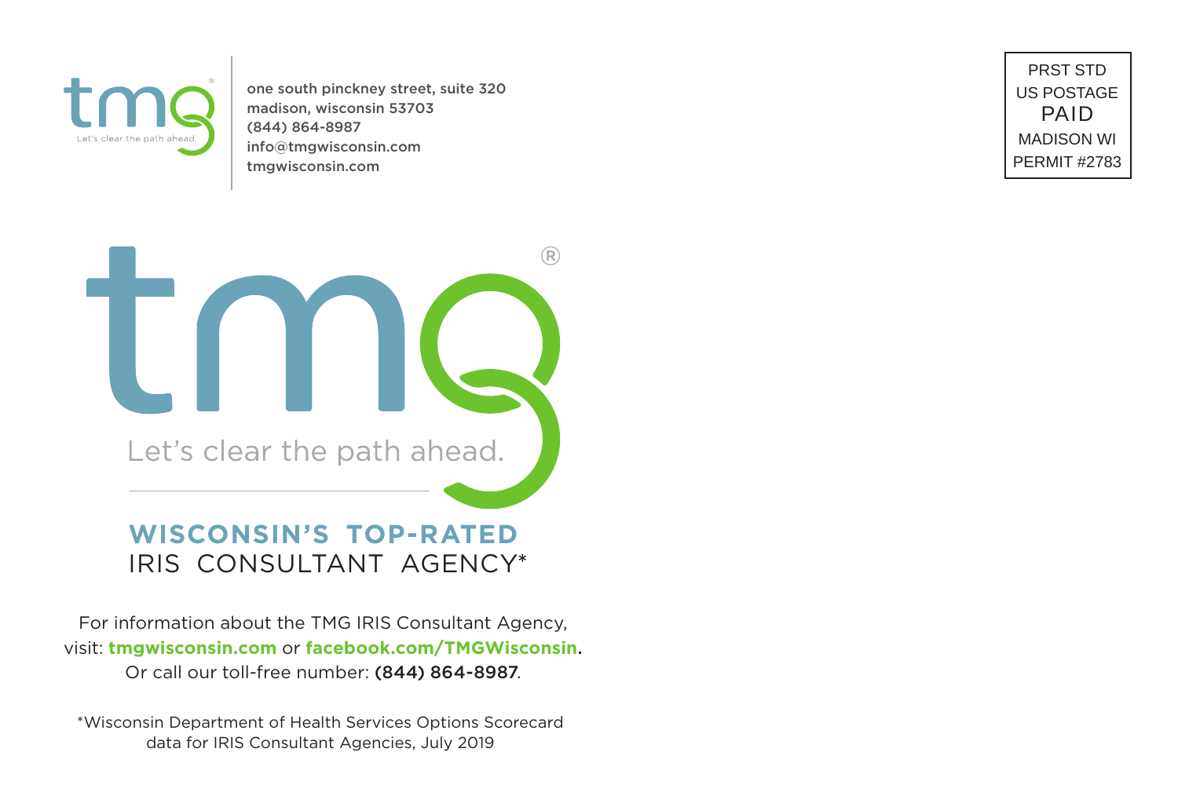tmg

Let's clear the path ahead.

one south pinckney street, suite 320
madison, wisconsin 53703
(844) 864-8987
info@tmgwisconsin.com
tmgwisconsin.com

PRST STD
US POSTAGE
PAID
MADISON WI
PERMIT #2783

tmg®

Let's clear the path ahead.

## WISCONSIN'S TOP-RATED
## IRIS CONSULTANT AGENCY*

For information about the TMG IRIS Consultant Agency, visit: **tmgwisconsin.com** or **facebook.com/TMGWisconsin**.
Or call our toll-free number: **(844) 864-8987**.

*Wisconsin Department of Health Services Options Scorecard data for IRIS Consultant Agencies, July 2019